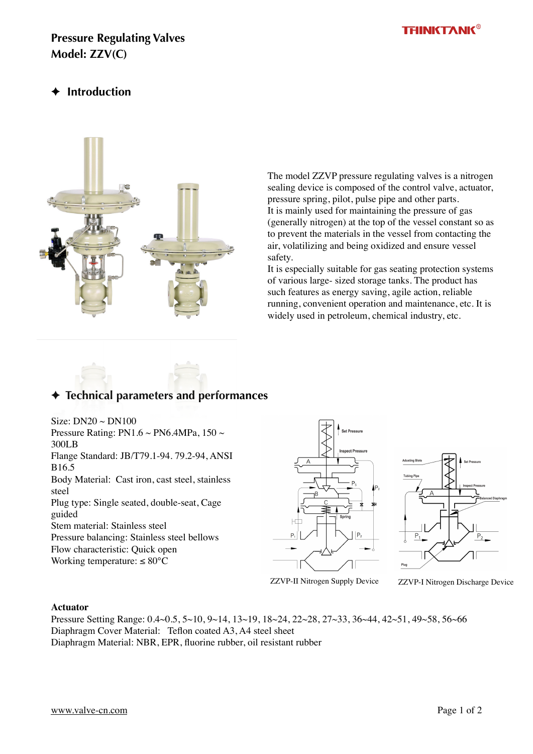# Pressure Regulating Valves
# Model: ZZV(C)

## ✦ Introduction

The model ZZVP pressure regulating valves is a nitrogen sealing device is composed of the control valve, actuator, pressure spring, pilot, pulse pipe and other parts.
It is mainly used for maintaining the pressure of gas (generally nitrogen) at the top of the vessel constant so as to prevent the materials in the vessel from contacting the air, volatilizing and being oxidized and ensure vessel safety.
It is especially suitable for gas seating protection systems of various large- sized storage tanks. The product has such features as energy saving, agile action, reliable running, convenient operation and maintenance, etc. It is widely used in petroleum, chemical industry, etc.

## ✦ Technical parameters and performances

Size: DN20 ~ DN100
Pressure Rating: PN1.6 ~ PN6.4MPa, 150 ~ 300LB
Flange Standard: JB/T79.1-94. 79.2-94, ANSI B16.5
Body Material: Cast iron, cast steel, stainless steel
Plug type: Single seated, double-seat, Cage guided
Stem material: Stainless steel
Pressure balancing: Stainless steel bellows
Flow characteristic: Quick open
Working temperature: ≤ 80°C

ZZVP-II Nitrogen Supply Device

ZZVP-I Nitrogen Discharge Device

**Actuator**
Pressure Setting Range: 0.4~0.5, 5~10, 9~14, 13~19, 18~24, 22~28, 27~33, 36~44, 42~51, 49~58, 56~66
Diaphragm Cover Material: Teflon coated A3, A4 steel sheet
Diaphragm Material: NBR, EPR, fluorine rubber, oil resistant rubber

www.valve-cn.com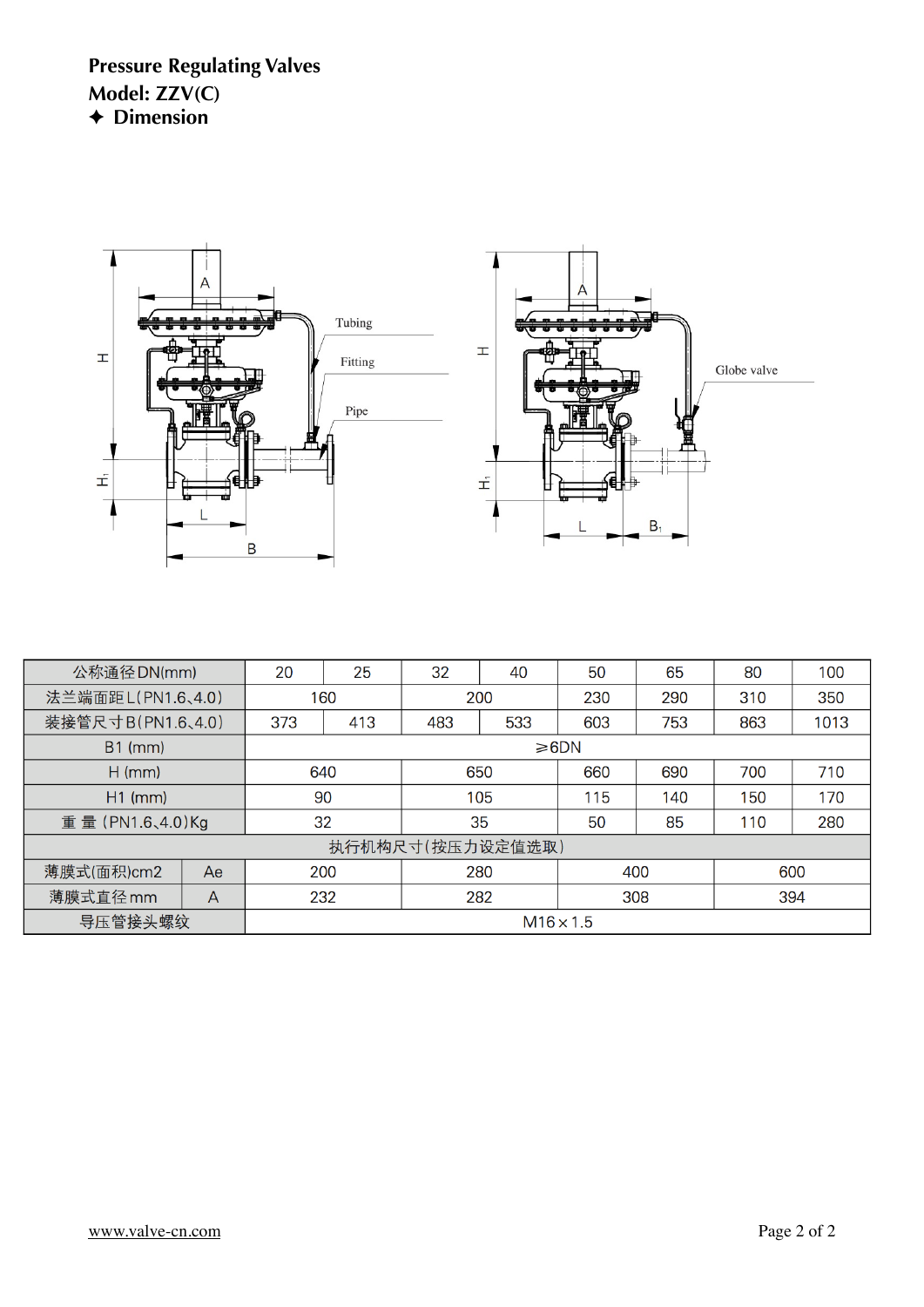# Pressure Regulating Valves

## Model: ZZV(C)

### ✦ Dimension

Tubing

Fitting

Pipe

A

H

$H_1$

L

B

Globe valve

$B_1$

| 公称通径DN(mm) | | 20 | 25 | 32 | 40 | 50 | 65 | 80 | 100 |
|---|---|---|---|---|---|---|---|---|---|
| 法兰端面距L(PN1.6、4.0) | | 160 | | 200 | | 230 | 290 | 310 | 350 |
| 装接管尺寸B(PN1.6、4.0) | | 373 | 413 | 483 | 533 | 603 | 753 | 863 | 1013 |
| B1 (mm) | | ≥6DN | | | | | | | |
| H (mm) | | 640 | | 650 | | 660 | 690 | 700 | 710 |
| H1 (mm) | | 90 | | 105 | | 115 | 140 | 150 | 170 |
| 重 量 (PN1.6、4.0)Kg | | 32 | | 35 | | 50 | 85 | 110 | 280 |
| 执行机构尺寸(按压力设定值选取) | | | | | | | | | |
| 薄膜式(面积)cm2 | Ae | 200 | | 280 | | 400 | | 600 | |
| 薄膜式直径mm | A | 232 | | 282 | | 308 | | 394 | |
| 导压管接头螺纹 | | M16×1.5 | | | | | | | |

www.valve-cn.com